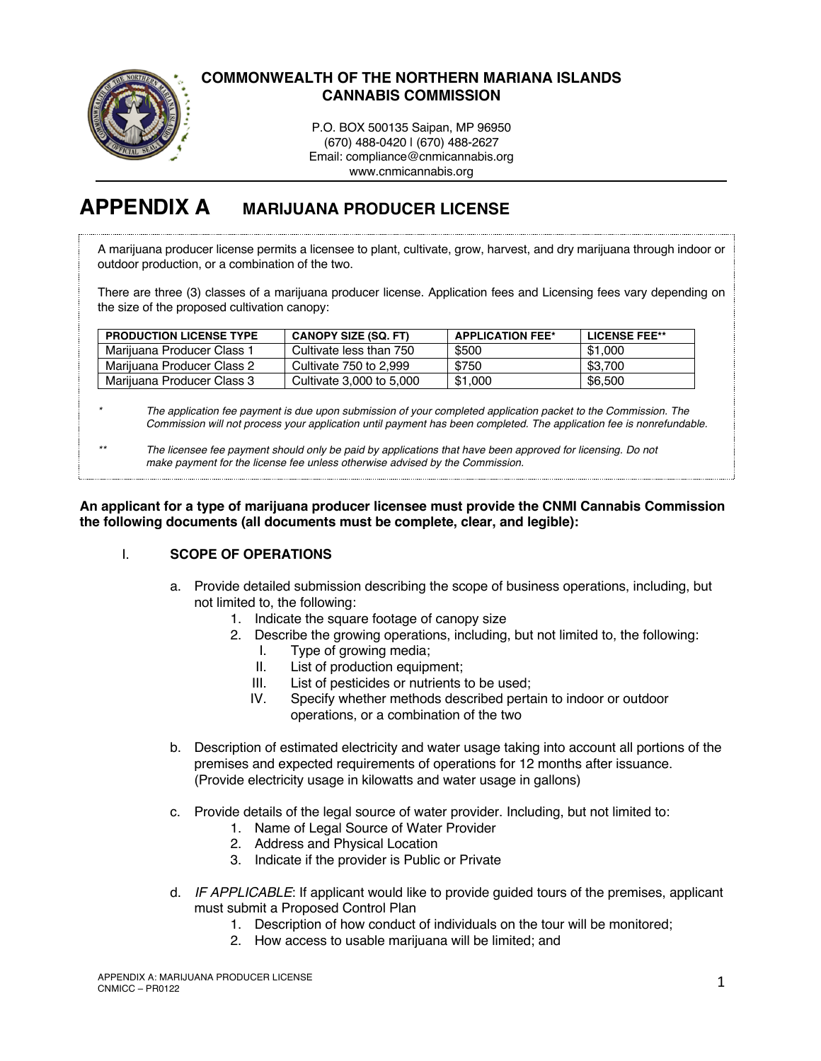**COMMONWEALTH OF THE NORTHERN MARIANA ISLANDS**
**CANNABIS COMMISSION**

P.O. BOX 500135 Saipan, MP 96950
(670) 488-0420 I (670) 488-2627
Email: compliance@cnmicannabis.org
www.cnmicannabis.org

# APPENDIX A MARIJUANA PRODUCER LICENSE

A marijuana producer license permits a licensee to plant, cultivate, grow, harvest, and dry marijuana through indoor or outdoor production, or a combination of the two.

There are three (3) classes of a marijuana producer license. Application fees and Licensing fees vary depending on the size of the proposed cultivation canopy:

| PRODUCTION LICENSE TYPE | CANOPY SIZE (SQ. FT) | APPLICATION FEE* | LICENSE FEE** |
|---|---|---|---|
| Marijuana Producer Class 1 | Cultivate less than 750 | $500 | $1,000 |
| Marijuana Producer Class 2 | Cultivate 750 to 2,999 | $750 | $3,700 |
| Marijuana Producer Class 3 | Cultivate 3,000 to 5,000 | $1,000 | $6,500 |

\* *The application fee payment is due upon submission of your completed application packet to the Commission. The Commission will not process your application until payment has been completed. The application fee is nonrefundable.*

\*\* *The licensee fee payment should only be paid by applications that have been approved for licensing. Do not make payment for the license fee unless otherwise advised by the Commission.*

**An applicant for a type of marijuana producer licensee must provide the CNMI Cannabis Commission the following documents (all documents must be complete, clear, and legible):**

## I. SCOPE OF OPERATIONS

a. Provide detailed submission describing the scope of business operations, including, but not limited to, the following:
   1. Indicate the square footage of canopy size
   2. Describe the growing operations, including, but not limited to, the following:
      - I. Type of growing media;
      - II. List of production equipment;
      - III. List of pesticides or nutrients to be used;
      - IV. Specify whether methods described pertain to indoor or outdoor operations, or a combination of the two

b. Description of estimated electricity and water usage taking into account all portions of the premises and expected requirements of operations for 12 months after issuance. (Provide electricity usage in kilowatts and water usage in gallons)

c. Provide details of the legal source of water provider. Including, but not limited to:
   1. Name of Legal Source of Water Provider
   2. Address and Physical Location
   3. Indicate if the provider is Public or Private

d. *IF APPLICABLE*: If applicant would like to provide guided tours of the premises, applicant must submit a Proposed Control Plan
   1. Description of how conduct of individuals on the tour will be monitored;
   2. How access to usable marijuana will be limited; and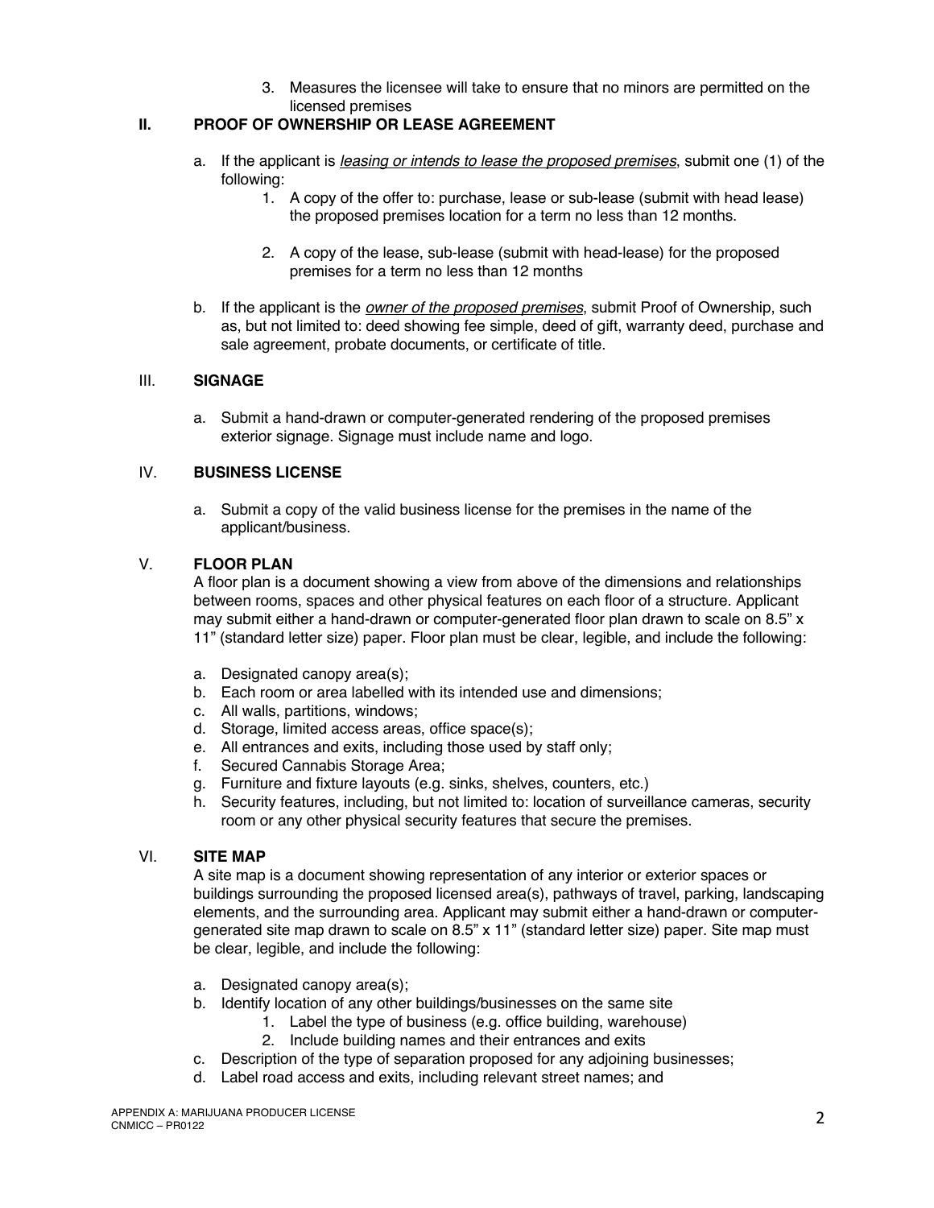3. Measures the licensee will take to ensure that no minors are permitted on the licensed premises

## II. PROOF OF OWNERSHIP OR LEASE AGREEMENT

a. If the applicant is *leasing or intends to lease the proposed premises*, submit one (1) of the following:

   1. A copy of the offer to: purchase, lease or sub-lease (submit with head lease) the proposed premises location for a term no less than 12 months.

   2. A copy of the lease, sub-lease (submit with head-lease) for the proposed premises for a term no less than 12 months

b. If the applicant is the *owner of the proposed premises*, submit Proof of Ownership, such as, but not limited to: deed showing fee simple, deed of gift, warranty deed, purchase and sale agreement, probate documents, or certificate of title.

## III. SIGNAGE

a. Submit a hand-drawn or computer-generated rendering of the proposed premises exterior signage. Signage must include name and logo.

## IV. BUSINESS LICENSE

a. Submit a copy of the valid business license for the premises in the name of the applicant/business.

## V. FLOOR PLAN

A floor plan is a document showing a view from above of the dimensions and relationships between rooms, spaces and other physical features on each floor of a structure. Applicant may submit either a hand-drawn or computer-generated floor plan drawn to scale on 8.5" x 11" (standard letter size) paper. Floor plan must be clear, legible, and include the following:

a. Designated canopy area(s);
b. Each room or area labelled with its intended use and dimensions;
c. All walls, partitions, windows;
d. Storage, limited access areas, office space(s);
e. All entrances and exits, including those used by staff only;
f. Secured Cannabis Storage Area;
g. Furniture and fixture layouts (e.g. sinks, shelves, counters, etc.)
h. Security features, including, but not limited to: location of surveillance cameras, security room or any other physical security features that secure the premises.

## VI. SITE MAP

A site map is a document showing representation of any interior or exterior spaces or buildings surrounding the proposed licensed area(s), pathways of travel, parking, landscaping elements, and the surrounding area. Applicant may submit either a hand-drawn or computer-generated site map drawn to scale on 8.5" x 11" (standard letter size) paper. Site map must be clear, legible, and include the following:

a. Designated canopy area(s);
b. Identify location of any other buildings/businesses on the same site
   1. Label the type of business (e.g. office building, warehouse)
   2. Include building names and their entrances and exits
c. Description of the type of separation proposed for any adjoining businesses;
d. Label road access and exits, including relevant street names; and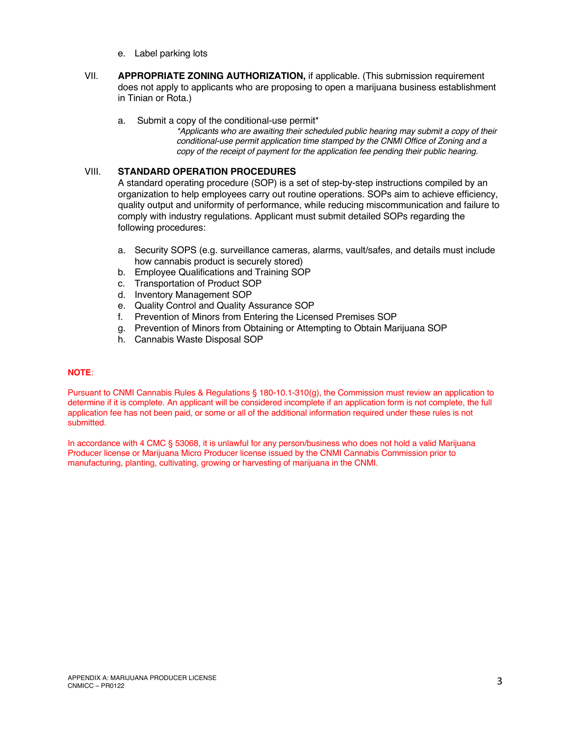e. Label parking lots

VII. **APPROPRIATE ZONING AUTHORIZATION,** if applicable. (This submission requirement does not apply to applicants who are proposing to open a marijuana business establishment in Tinian or Rota.)

a. Submit a copy of the conditional-use permit*

*\*Applicants who are awaiting their scheduled public hearing may submit a copy of their conditional-use permit application time stamped by the CNMI Office of Zoning and a copy of the receipt of payment for the application fee pending their public hearing.*

VIII. **STANDARD OPERATION PROCEDURES**

A standard operating procedure (SOP) is a set of step-by-step instructions compiled by an organization to help employees carry out routine operations. SOPs aim to achieve efficiency, quality output and uniformity of performance, while reducing miscommunication and failure to comply with industry regulations. Applicant must submit detailed SOPs regarding the following procedures:

a. Security SOPS (e.g. surveillance cameras, alarms, vault/safes, and details must include how cannabis product is securely stored)
b. Employee Qualifications and Training SOP
c. Transportation of Product SOP
d. Inventory Management SOP
e. Quality Control and Quality Assurance SOP
f. Prevention of Minors from Entering the Licensed Premises SOP
g. Prevention of Minors from Obtaining or Attempting to Obtain Marijuana SOP
h. Cannabis Waste Disposal SOP

**NOTE**:

Pursuant to CNMI Cannabis Rules & Regulations § 180-10.1-310(g), the Commission must review an application to determine if it is complete. An applicant will be considered incomplete if an application form is not complete, the full application fee has not been paid, or some or all of the additional information required under these rules is not submitted.

In accordance with 4 CMC § 53068, it is unlawful for any person/business who does not hold a valid Marijuana Producer license or Marijuana Micro Producer license issued by the CNMI Cannabis Commission prior to manufacturing, planting, cultivating, growing or harvesting of marijuana in the CNMI.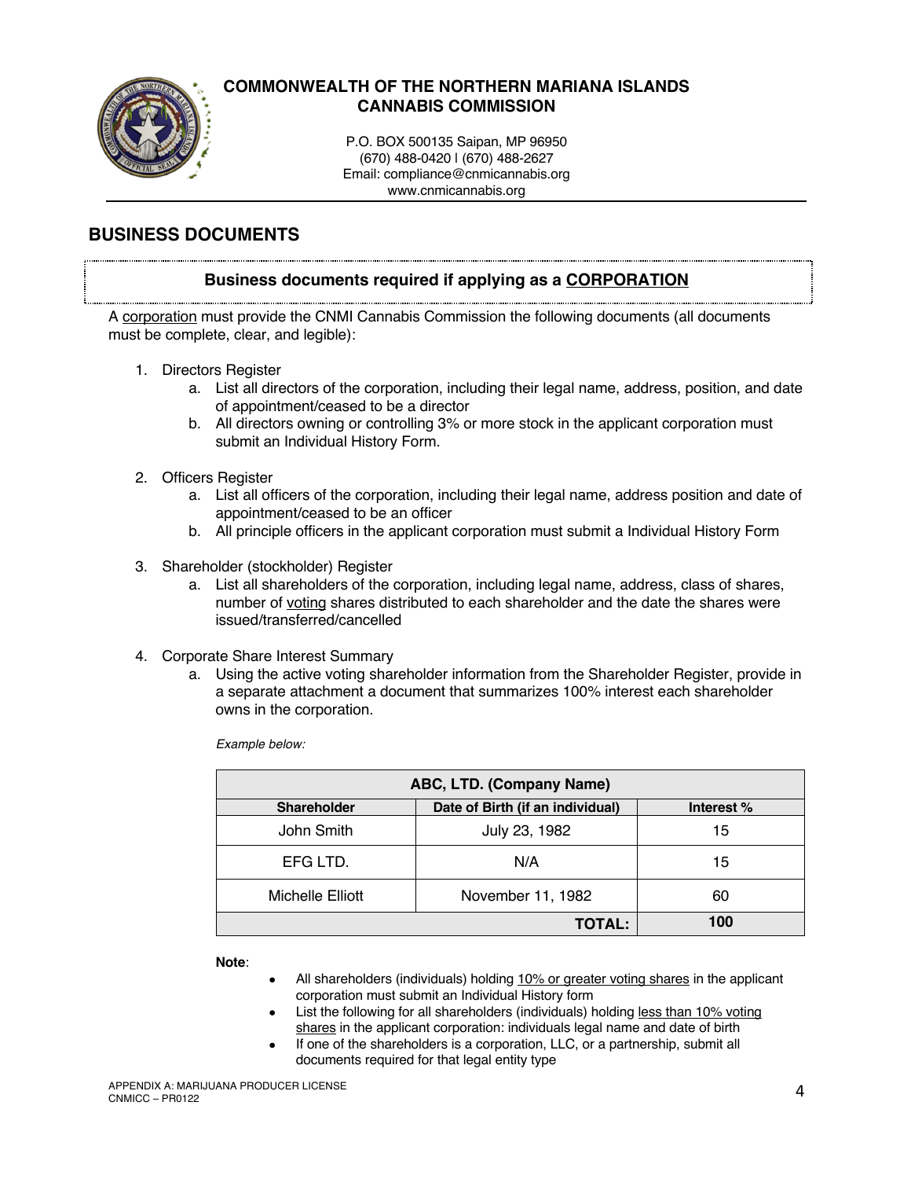# COMMONWEALTH OF THE NORTHERN MARIANA ISLANDS
# CANNABIS COMMISSION

P.O. BOX 500135 Saipan, MP 96950
(670) 488-0420 | (670) 488-2627
Email: compliance@cnmicannabis.org
www.cnmicannabis.org

## BUSINESS DOCUMENTS

### Business documents required if applying as a CORPORATION

A corporation must provide the CNMI Cannabis Commission the following documents (all documents must be complete, clear, and legible):

1. Directors Register
    a. List all directors of the corporation, including their legal name, address, position, and date of appointment/ceased to be a director
    b. All directors owning or controlling 3% or more stock in the applicant corporation must submit an Individual History Form.

2. Officers Register
    a. List all officers of the corporation, including their legal name, address position and date of appointment/ceased to be an officer
    b. All principle officers in the applicant corporation must submit a Individual History Form

3. Shareholder (stockholder) Register
    a. List all shareholders of the corporation, including legal name, address, class of shares, number of voting shares distributed to each shareholder and the date the shares were issued/transferred/cancelled

4. Corporate Share Interest Summary
    a. Using the active voting shareholder information from the Shareholder Register, provide in a separate attachment a document that summarizes 100% interest each shareholder owns in the corporation.

*Example below:*

| ABC, LTD. (Company Name) | | |
|---|---|---|
| **Shareholder** | **Date of Birth (if an individual)** | **Interest %** |
| John Smith | July 23, 1982 | 15 |
| EFG LTD. | N/A | 15 |
| Michelle Elliott | November 11, 1982 | 60 |
| | **TOTAL:** | **100** |

**Note**:

- All shareholders (individuals) holding 10% or greater voting shares in the applicant corporation must submit an Individual History form
- List the following for all shareholders (individuals) holding less than 10% voting shares in the applicant corporation: individuals legal name and date of birth
- If one of the shareholders is a corporation, LLC, or a partnership, submit all documents required for that legal entity type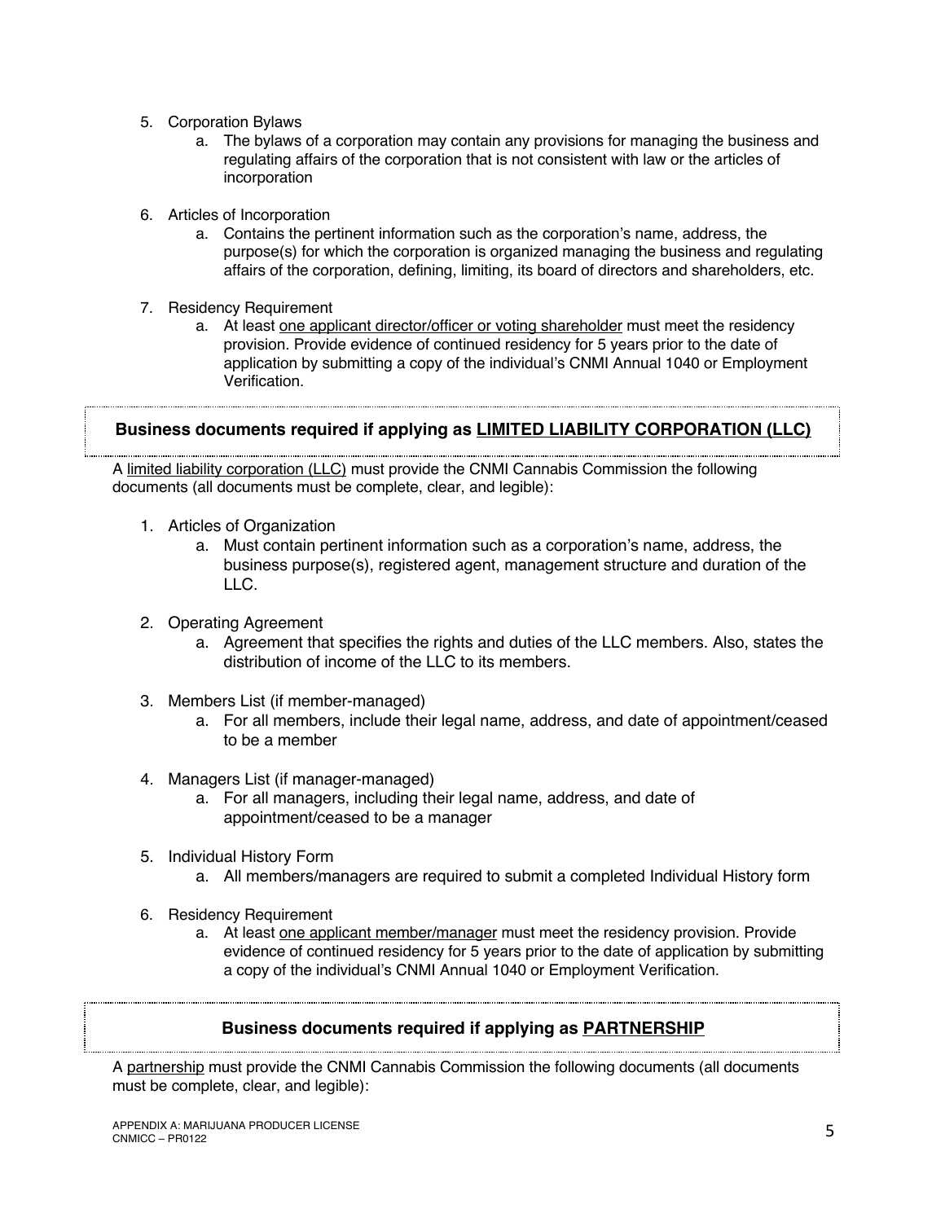5. Corporation Bylaws
    a. The bylaws of a corporation may contain any provisions for managing the business and regulating affairs of the corporation that is not consistent with law or the articles of incorporation

6. Articles of Incorporation
    a. Contains the pertinent information such as the corporation's name, address, the purpose(s) for which the corporation is organized managing the business and regulating affairs of the corporation, defining, limiting, its board of directors and shareholders, etc.

7. Residency Requirement
    a. At least <u>one applicant director/officer or voting shareholder</u> must meet the residency provision. Provide evidence of continued residency for 5 years prior to the date of application by submitting a copy of the individual's CNMI Annual 1040 or Employment Verification.

## Business documents required if applying as <u>LIMITED LIABILITY CORPORATION (LLC)</u>

A <u>limited liability corporation (LLC)</u> must provide the CNMI Cannabis Commission the following documents (all documents must be complete, clear, and legible):

1. Articles of Organization
    a. Must contain pertinent information such as a corporation's name, address, the business purpose(s), registered agent, management structure and duration of the LLC.

2. Operating Agreement
    a. Agreement that specifies the rights and duties of the LLC members. Also, states the distribution of income of the LLC to its members.

3. Members List (if member-managed)
    a. For all members, include their legal name, address, and date of appointment/ceased to be a member

4. Managers List (if manager-managed)
    a. For all managers, including their legal name, address, and date of appointment/ceased to be a manager

5. Individual History Form
    a. All members/managers are required to submit a completed Individual History form

6. Residency Requirement
    a. At least <u>one applicant member/manager</u> must meet the residency provision. Provide evidence of continued residency for 5 years prior to the date of application by submitting a copy of the individual's CNMI Annual 1040 or Employment Verification.

## Business documents required if applying as <u>PARTNERSHIP</u>

A <u>partnership</u> must provide the CNMI Cannabis Commission the following documents (all documents must be complete, clear, and legible):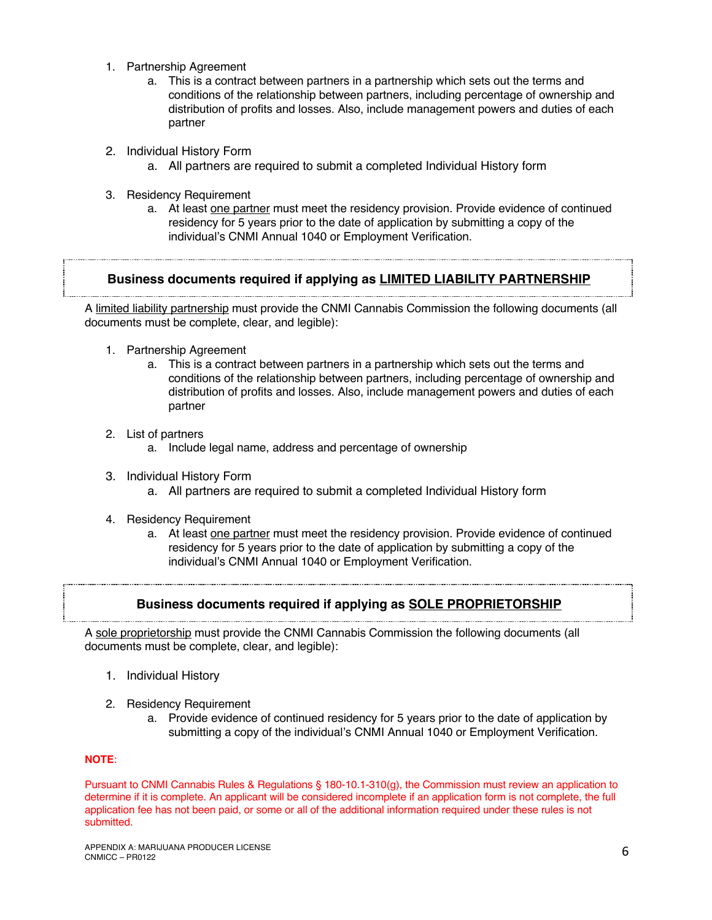1. Partnership Agreement
    a. This is a contract between partners in a partnership which sets out the terms and conditions of the relationship between partners, including percentage of ownership and distribution of profits and losses. Also, include management powers and duties of each partner

2. Individual History Form
    a. All partners are required to submit a completed Individual History form

3. Residency Requirement
    a. At least one partner must meet the residency provision. Provide evidence of continued residency for 5 years prior to the date of application by submitting a copy of the individual's CNMI Annual 1040 or Employment Verification.

### Business documents required if applying as LIMITED LIABILITY PARTNERSHIP

A limited liability partnership must provide the CNMI Cannabis Commission the following documents (all documents must be complete, clear, and legible):

1. Partnership Agreement
    a. This is a contract between partners in a partnership which sets out the terms and conditions of the relationship between partners, including percentage of ownership and distribution of profits and losses. Also, include management powers and duties of each partner

2. List of partners
    a. Include legal name, address and percentage of ownership

3. Individual History Form
    a. All partners are required to submit a completed Individual History form

4. Residency Requirement
    a. At least one partner must meet the residency provision. Provide evidence of continued residency for 5 years prior to the date of application by submitting a copy of the individual's CNMI Annual 1040 or Employment Verification.

### Business documents required if applying as SOLE PROPRIETORSHIP

A sole proprietorship must provide the CNMI Cannabis Commission the following documents (all documents must be complete, clear, and legible):

1. Individual History

2. Residency Requirement
    a. Provide evidence of continued residency for 5 years prior to the date of application by submitting a copy of the individual's CNMI Annual 1040 or Employment Verification.

**NOTE**:

Pursuant to CNMI Cannabis Rules & Regulations § 180-10.1-310(g), the Commission must review an application to determine if it is complete. An applicant will be considered incomplete if an application form is not complete, the full application fee has not been paid, or some or all of the additional information required under these rules is not submitted.

APPENDIX A: MARIJUANA PRODUCER LICENSE
CNMICC – PR0122